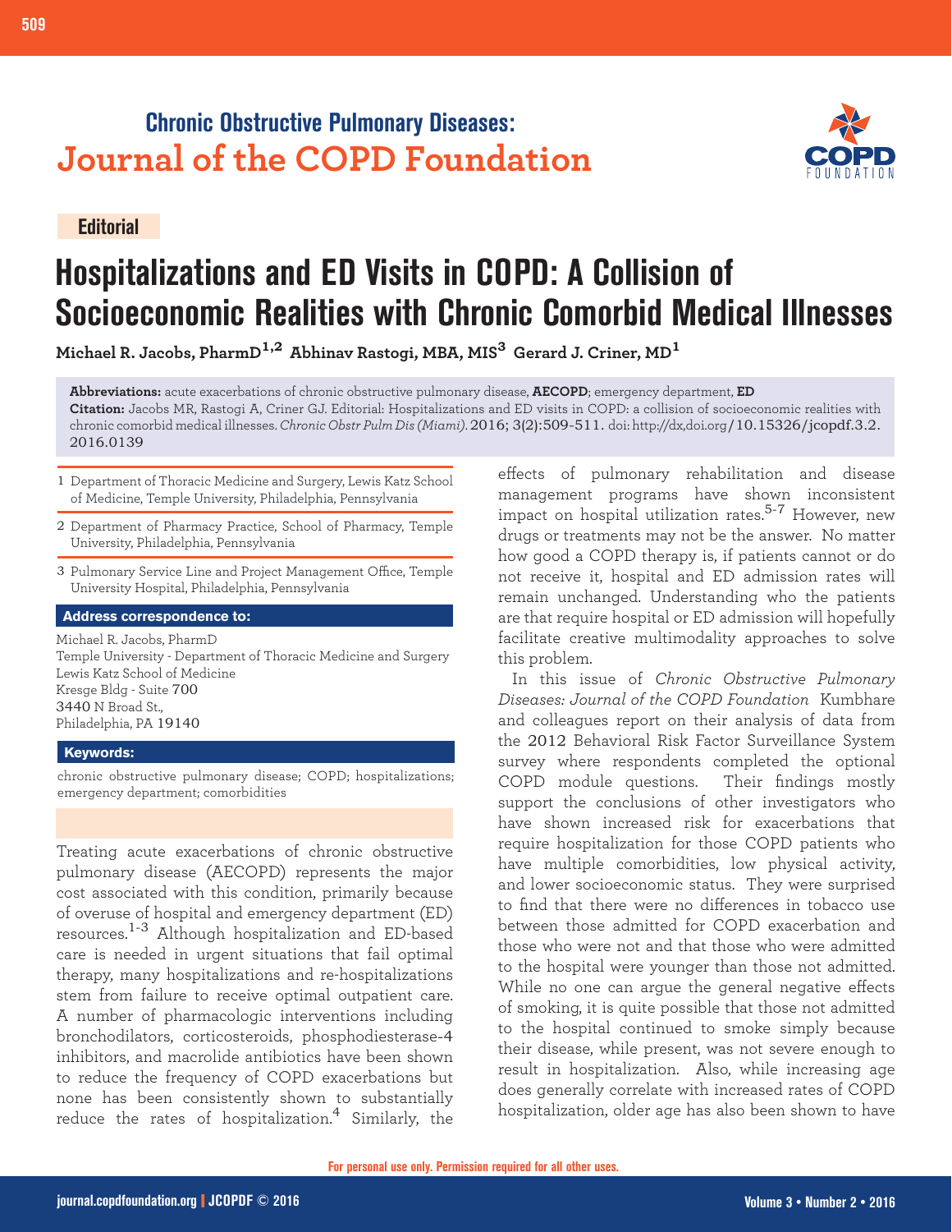**Chronic Obstructive Pulmonary Diseases:**
**Journal of the COPD Foundation**

**Editorial**

# Hospitalizations and ED Visits in COPD: A Collision of Socioeconomic Realities with Chronic Comorbid Medical Illnesses

**Michael R. Jacobs, PharmD[1,2] Abhinav Rastogi, MBA, MIS[3] Gerard J. Criner, MD[1]**

**Abbreviations:** acute exacerbations of chronic obstructive pulmonary disease, **AECOPD**; emergency department, **ED**
**Citation:** Jacobs MR, Rastogi A, Criner GJ. Editorial: Hospitalizations and ED visits in COPD: a collision of socioeconomic realities with chronic comorbid medical illnesses. *Chronic Obstr Pulm Dis (Miami).* 2016; 3(2):509-511. doi: http://dx,doi.org/10.15326/jcopdf.3.2.2016.0139

1 Department of Thoracic Medicine and Surgery, Lewis Katz School of Medicine, Temple University, Philadelphia, Pennsylvania

2 Department of Pharmacy Practice, School of Pharmacy, Temple University, Philadelphia, Pennsylvania

3 Pulmonary Service Line and Project Management Office, Temple University Hospital, Philadelphia, Pennsylvania

**Address correspondence to:**

Michael R. Jacobs, PharmD
Temple University - Department of Thoracic Medicine and Surgery
Lewis Katz School of Medicine
Kresge Bldg - Suite 700
3440 N Broad St.,
Philadelphia, PA 19140

**Keywords:**

chronic obstructive pulmonary disease; COPD; hospitalizations; emergency department; comorbidities

Treating acute exacerbations of chronic obstructive pulmonary disease (AECOPD) represents the major cost associated with this condition, primarily because of overuse of hospital and emergency department (ED) resources.[1-3] Although hospitalization and ED-based care is needed in urgent situations that fail optimal therapy, many hospitalizations and re-hospitalizations stem from failure to receive optimal outpatient care. A number of pharmacologic interventions including bronchodilators, corticosteroids, phosphodiesterase-4 inhibitors, and macrolide antibiotics have been shown to reduce the frequency of COPD exacerbations but none has been consistently shown to substantially reduce the rates of hospitalization.[4] Similarly, the effects of pulmonary rehabilitation and disease management programs have shown inconsistent impact on hospital utilization rates.[5-7] However, new drugs or treatments may not be the answer. No matter how good a COPD therapy is, if patients cannot or do not receive it, hospital and ED admission rates will remain unchanged. Understanding who the patients are that require hospital or ED admission will hopefully facilitate creative multimodality approaches to solve this problem.

In this issue of *Chronic Obstructive Pulmonary Diseases: Journal of the COPD Foundation* Kumbhare and colleagues report on their analysis of data from the 2012 Behavioral Risk Factor Surveillance System survey where respondents completed the optional COPD module questions. Their findings mostly support the conclusions of other investigators who have shown increased risk for exacerbations that require hospitalization for those COPD patients who have multiple comorbidities, low physical activity, and lower socioeconomic status. They were surprised to find that there were no differences in tobacco use between those admitted for COPD exacerbation and those who were not and that those who were admitted to the hospital were younger than those not admitted. While no one can argue the general negative effects of smoking, it is quite possible that those not admitted to the hospital continued to smoke simply because their disease, while present, was not severe enough to result in hospitalization. Also, while increasing age does generally correlate with increased rates of COPD hospitalization, older age has also been shown to have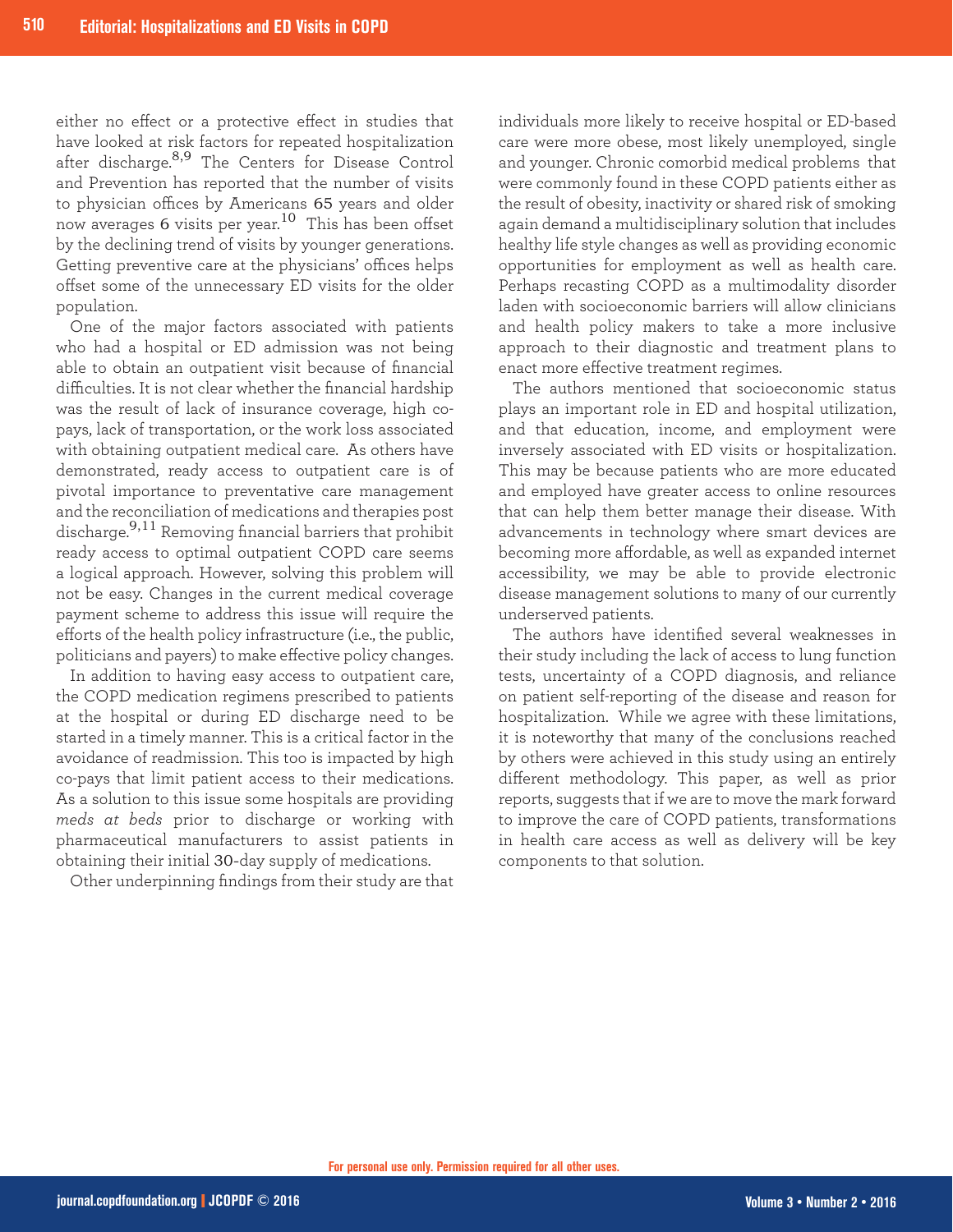either no effect or a protective effect in studies that have looked at risk factors for repeated hospitalization after discharge.[8,9] The Centers for Disease Control and Prevention has reported that the number of visits to physician offices by Americans 65 years and older now averages 6 visits per year.[10] This has been offset by the declining trend of visits by younger generations. Getting preventive care at the physicians' offices helps offset some of the unnecessary ED visits for the older population.

One of the major factors associated with patients who had a hospital or ED admission was not being able to obtain an outpatient visit because of financial difficulties. It is not clear whether the financial hardship was the result of lack of insurance coverage, high co-pays, lack of transportation, or the work loss associated with obtaining outpatient medical care. As others have demonstrated, ready access to outpatient care is of pivotal importance to preventative care management and the reconciliation of medications and therapies post discharge.[9,11] Removing financial barriers that prohibit ready access to optimal outpatient COPD care seems a logical approach. However, solving this problem will not be easy. Changes in the current medical coverage payment scheme to address this issue will require the efforts of the health policy infrastructure (i.e., the public, politicians and payers) to make effective policy changes.

In addition to having easy access to outpatient care, the COPD medication regimens prescribed to patients at the hospital or during ED discharge need to be started in a timely manner. This is a critical factor in the avoidance of readmission. This too is impacted by high co-pays that limit patient access to their medications. As a solution to this issue some hospitals are providing *meds at beds* prior to discharge or working with pharmaceutical manufacturers to assist patients in obtaining their initial 30-day supply of medications.

Other underpinning findings from their study are that individuals more likely to receive hospital or ED-based care were more obese, most likely unemployed, single and younger. Chronic comorbid medical problems that were commonly found in these COPD patients either as the result of obesity, inactivity or shared risk of smoking again demand a multidisciplinary solution that includes healthy life style changes as well as providing economic opportunities for employment as well as health care. Perhaps recasting COPD as a multimodality disorder laden with socioeconomic barriers will allow clinicians and health policy makers to take a more inclusive approach to their diagnostic and treatment plans to enact more effective treatment regimes.

The authors mentioned that socioeconomic status plays an important role in ED and hospital utilization, and that education, income, and employment were inversely associated with ED visits or hospitalization. This may be because patients who are more educated and employed have greater access to online resources that can help them better manage their disease. With advancements in technology where smart devices are becoming more affordable, as well as expanded internet accessibility, we may be able to provide electronic disease management solutions to many of our currently underserved patients.

The authors have identified several weaknesses in their study including the lack of access to lung function tests, uncertainty of a COPD diagnosis, and reliance on patient self-reporting of the disease and reason for hospitalization. While we agree with these limitations, it is noteworthy that many of the conclusions reached by others were achieved in this study using an entirely different methodology. This paper, as well as prior reports, suggests that if we are to move the mark forward to improve the care of COPD patients, transformations in health care access as well as delivery will be key components to that solution.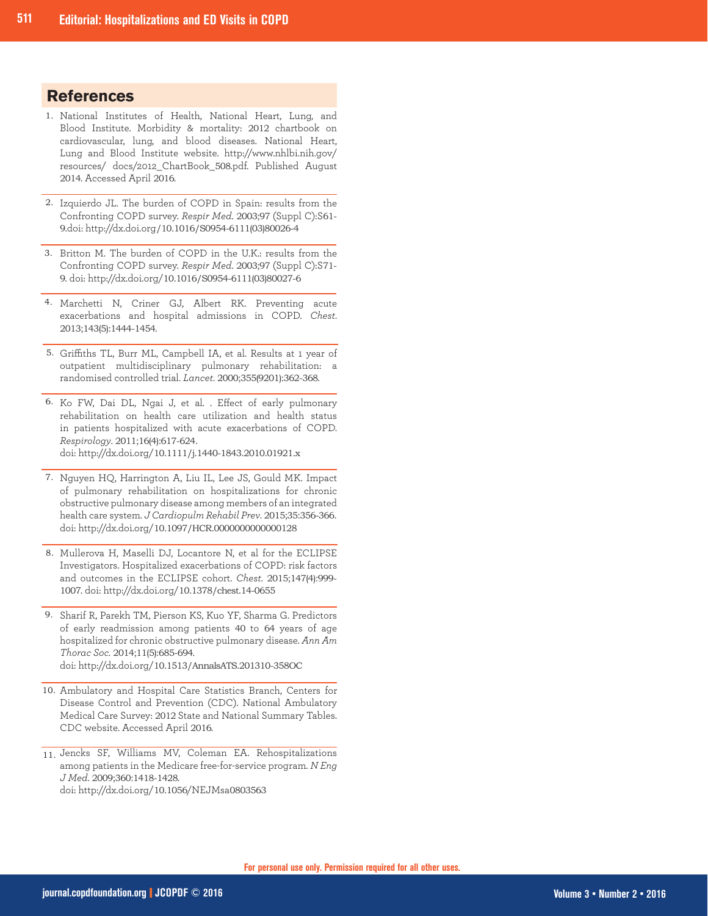## References

1. National Institutes of Health, National Heart, Lung, and Blood Institute. Morbidity & mortality: 2012 chartbook on cardiovascular, lung, and blood diseases. National Heart, Lung and Blood Institute website. http://www.nhlbi.nih.gov/resources/ docs/2012_ChartBook_508.pdf. Published August 2014. Accessed April 2016.

2. Izquierdo JL. The burden of COPD in Spain: results from the Confronting COPD survey. *Respir Med*. 2003;97 (Suppl C):S61-9.doi: http://dx.doi.org/10.1016/S0954-6111(03)80026-4

3. Britton M. The burden of COPD in the U.K.: results from the Confronting COPD survey. *Respir Med*. 2003;97 (Suppl C):S71-9. doi: http://dx.doi.org/10.1016/S0954-6111(03)80027-6

4. Marchetti N, Criner GJ, Albert RK. Preventing acute exacerbations and hospital admissions in COPD. *Chest*. 2013;143(5):1444-1454.

5. Griffiths TL, Burr ML, Campbell IA, et al. Results at 1 year of outpatient multidisciplinary pulmonary rehabilitation: a randomised controlled trial. *Lancet*. 2000;355(9201):362-368.

6. Ko FW, Dai DL, Ngai J, et al. . Effect of early pulmonary rehabilitation on health care utilization and health status in patients hospitalized with acute exacerbations of COPD. *Respirology*. 2011;16(4):617-624.
doi: http://dx.doi.org/10.1111/j.1440-1843.2010.01921.x

7. Nguyen HQ, Harrington A, Liu IL, Lee JS, Gould MK. Impact of pulmonary rehabilitation on hospitalizations for chronic obstructive pulmonary disease among members of an integrated health care system. *J Cardiopulm Rehabil Prev*. 2015;35:356-366. doi: http://dx.doi.org/10.1097/HCR.0000000000000128

8. Mullerova H, Maselli DJ, Locantore N, et al for the ECLIPSE Investigators. Hospitalized exacerbations of COPD: risk factors and outcomes in the ECLIPSE cohort. *Chest*. 2015;147(4):999-1007. doi: http://dx.doi.org/10.1378/chest.14-0655

9. Sharif R, Parekh TM, Pierson KS, Kuo YF, Sharma G. Predictors of early readmission among patients 40 to 64 years of age hospitalized for chronic obstructive pulmonary disease. *Ann Am Thorac Soc*. 2014;11(5):685-694.
doi: http://dx.doi.org/10.1513/AnnalsATS.201310-358OC

10. Ambulatory and Hospital Care Statistics Branch, Centers for Disease Control and Prevention (CDC). National Ambulatory Medical Care Survey: 2012 State and National Summary Tables. CDC website. Accessed April 2016.

11. Jencks SF, Williams MV, Coleman EA. Rehospitalizations among patients in the Medicare free-for-service program. *N Eng J Med*. 2009;360:1418-1428.
doi: http://dx.doi.org/10.1056/NEJMsa0803563